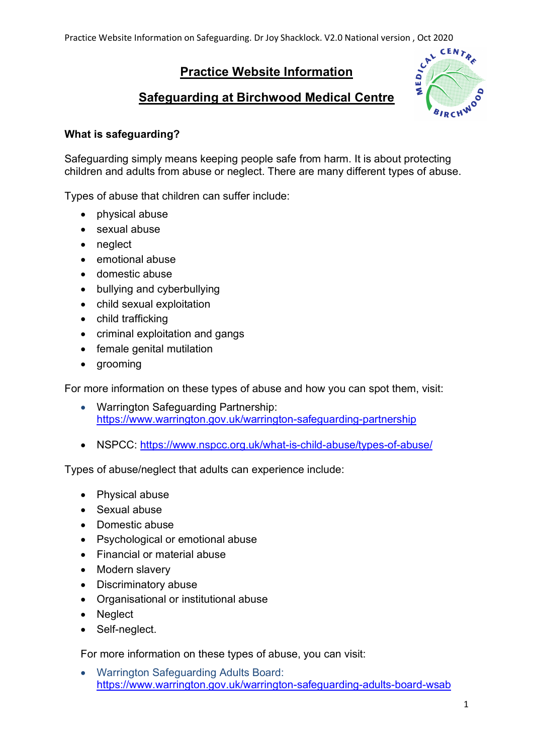# Practice Website Information

## Safeguarding at Birchwood Medical Centre

**What is safeguarding?**

Safeguarding simply means keeping people safe from harm. It is about protecting children and adults from abuse or neglect. There are many different types of abuse.

Types of abuse that children can suffer include:

- physical abuse
- sexual abuse
- neglect
- emotional abuse
- domestic abuse
- bullying and cyberbullying
- child sexual exploitation
- child trafficking
- criminal exploitation and gangs
- female genital mutilation
- grooming

For more information on these types of abuse and how you can spot them, visit:

- Warrington Safeguarding Partnership: https://www.warrington.gov.uk/warrington-safeguarding-partnership
- NSPCC: https://www.nspcc.org.uk/what-is-child-abuse/types-of-abuse/

Types of abuse/neglect that adults can experience include:

- Physical abuse
- Sexual abuse
- Domestic abuse
- Psychological or emotional abuse
- Financial or material abuse
- Modern slavery
- Discriminatory abuse
- Organisational or institutional abuse
- Neglect
- Self-neglect.

For more information on these types of abuse, you can visit:

- Warrington Safeguarding Adults Board: https://www.warrington.gov.uk/warrington-safeguarding-adults-board-wsab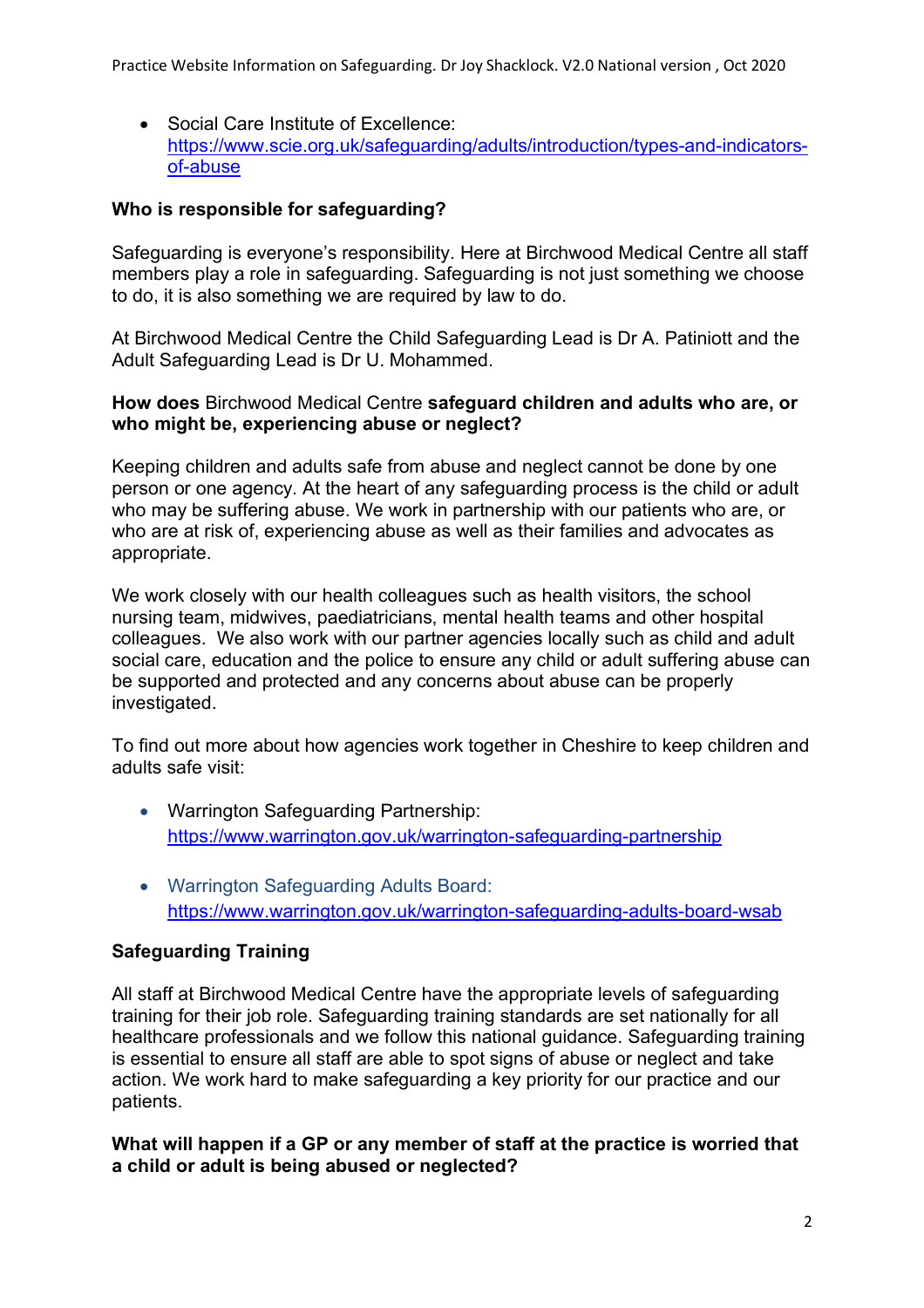- Social Care Institute of Excellence: https://www.scie.org.uk/safeguarding/adults/introduction/types-and-indicators-of-abuse

**Who is responsible for safeguarding?**

Safeguarding is everyone's responsibility. Here at Birchwood Medical Centre all staff members play a role in safeguarding. Safeguarding is not just something we choose to do, it is also something we are required by law to do.

At Birchwood Medical Centre the Child Safeguarding Lead is Dr A. Patiniott and the Adult Safeguarding Lead is Dr U. Mohammed.

**How does** Birchwood Medical Centre **safeguard children and adults who are, or who might be, experiencing abuse or neglect?**

Keeping children and adults safe from abuse and neglect cannot be done by one person or one agency. At the heart of any safeguarding process is the child or adult who may be suffering abuse. We work in partnership with our patients who are, or who are at risk of, experiencing abuse as well as their families and advocates as appropriate.

We work closely with our health colleagues such as health visitors, the school nursing team, midwives, paediatricians, mental health teams and other hospital colleagues. We also work with our partner agencies locally such as child and adult social care, education and the police to ensure any child or adult suffering abuse can be supported and protected and any concerns about abuse can be properly investigated.

To find out more about how agencies work together in Cheshire to keep children and adults safe visit:

- Warrington Safeguarding Partnership: https://www.warrington.gov.uk/warrington-safeguarding-partnership

- Warrington Safeguarding Adults Board: https://www.warrington.gov.uk/warrington-safeguarding-adults-board-wsab

**Safeguarding Training**

All staff at Birchwood Medical Centre have the appropriate levels of safeguarding training for their job role. Safeguarding training standards are set nationally for all healthcare professionals and we follow this national guidance. Safeguarding training is essential to ensure all staff are able to spot signs of abuse or neglect and take action. We work hard to make safeguarding a key priority for our practice and our patients.

**What will happen if a GP or any member of staff at the practice is worried that a child or adult is being abused or neglected?**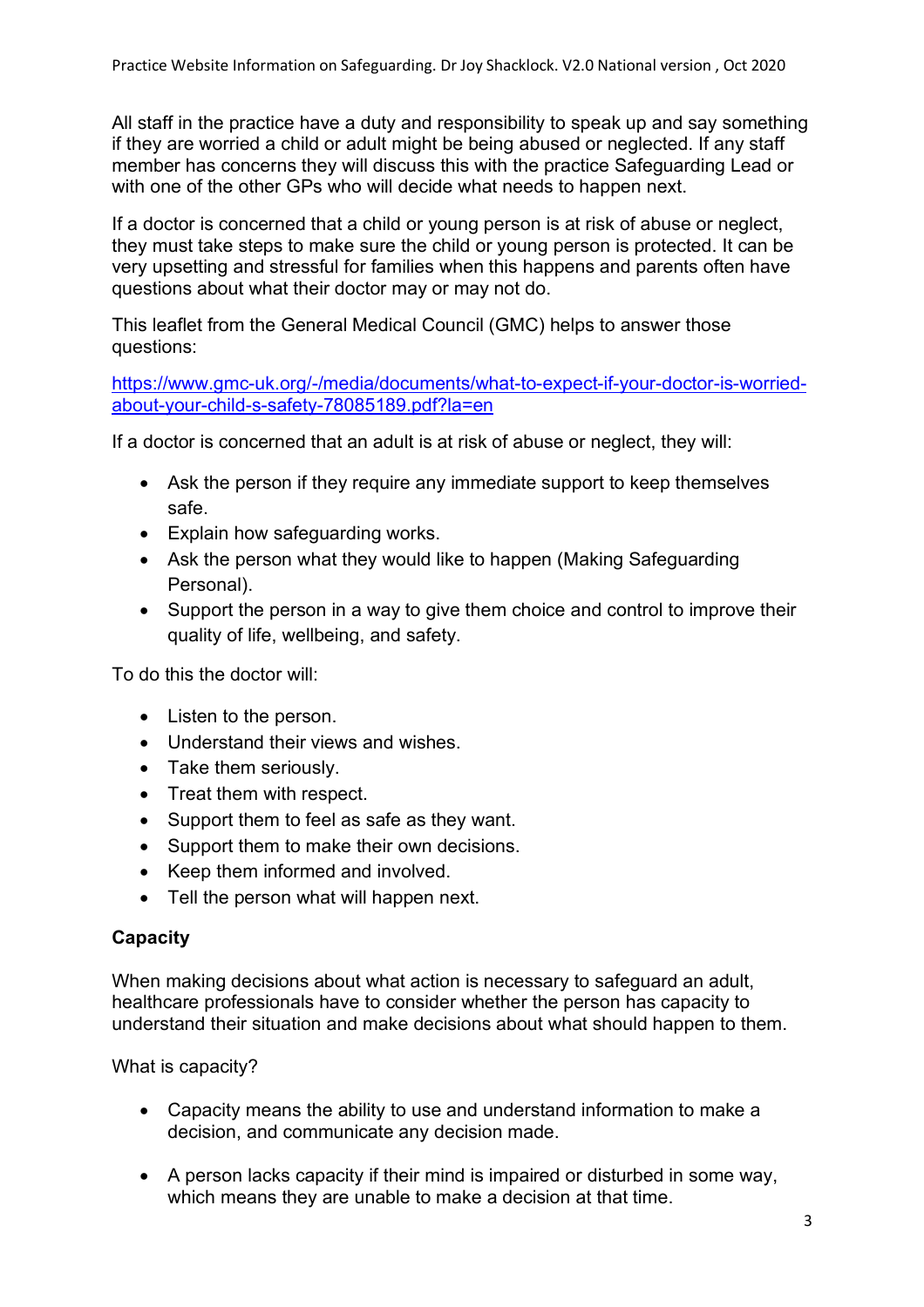All staff in the practice have a duty and responsibility to speak up and say something if they are worried a child or adult might be being abused or neglected. If any staff member has concerns they will discuss this with the practice Safeguarding Lead or with one of the other GPs who will decide what needs to happen next.

If a doctor is concerned that a child or young person is at risk of abuse or neglect, they must take steps to make sure the child or young person is protected. It can be very upsetting and stressful for families when this happens and parents often have questions about what their doctor may or may not do.

This leaflet from the General Medical Council (GMC) helps to answer those questions:

https://www.gmc-uk.org/-/media/documents/what-to-expect-if-your-doctor-is-worried-about-your-child-s-safety-78085189.pdf?la=en

If a doctor is concerned that an adult is at risk of abuse or neglect, they will:

- Ask the person if they require any immediate support to keep themselves safe.
- Explain how safeguarding works.
- Ask the person what they would like to happen (Making Safeguarding Personal).
- Support the person in a way to give them choice and control to improve their quality of life, wellbeing, and safety.

To do this the doctor will:

- Listen to the person.
- Understand their views and wishes.
- Take them seriously.
- Treat them with respect.
- Support them to feel as safe as they want.
- Support them to make their own decisions.
- Keep them informed and involved.
- Tell the person what will happen next.

**Capacity**

When making decisions about what action is necessary to safeguard an adult, healthcare professionals have to consider whether the person has capacity to understand their situation and make decisions about what should happen to them.

What is capacity?

- Capacity means the ability to use and understand information to make a decision, and communicate any decision made.
- A person lacks capacity if their mind is impaired or disturbed in some way, which means they are unable to make a decision at that time.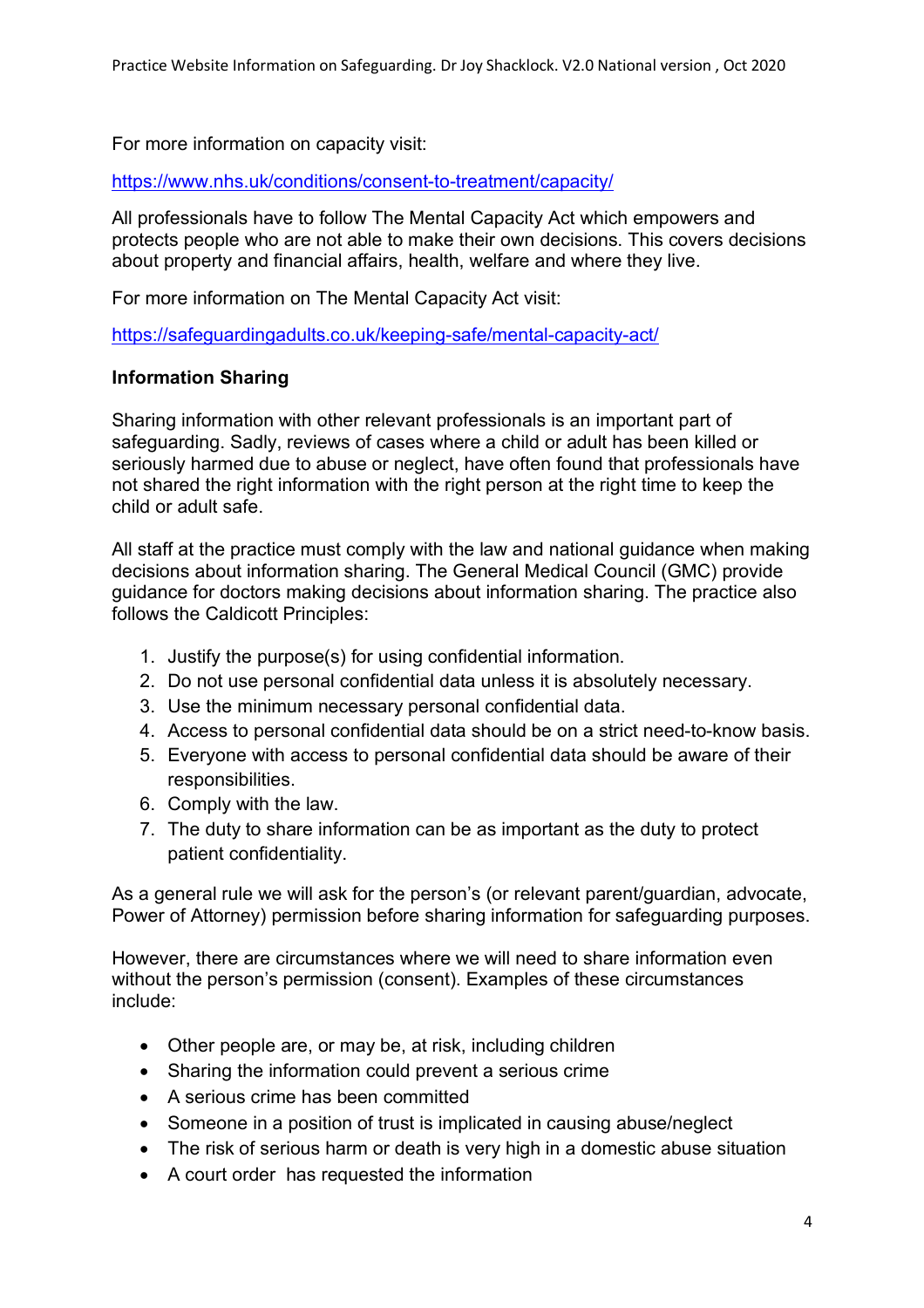For more information on capacity visit:

https://www.nhs.uk/conditions/consent-to-treatment/capacity/

All professionals have to follow The Mental Capacity Act which empowers and protects people who are not able to make their own decisions. This covers decisions about property and financial affairs, health, welfare and where they live.

For more information on The Mental Capacity Act visit:

https://safeguardingadults.co.uk/keeping-safe/mental-capacity-act/

**Information Sharing**

Sharing information with other relevant professionals is an important part of safeguarding. Sadly, reviews of cases where a child or adult has been killed or seriously harmed due to abuse or neglect, have often found that professionals have not shared the right information with the right person at the right time to keep the child or adult safe.

All staff at the practice must comply with the law and national guidance when making decisions about information sharing. The General Medical Council (GMC) provide guidance for doctors making decisions about information sharing. The practice also follows the Caldicott Principles:

1. Justify the purpose(s) for using confidential information.
2. Do not use personal confidential data unless it is absolutely necessary.
3. Use the minimum necessary personal confidential data.
4. Access to personal confidential data should be on a strict need-to-know basis.
5. Everyone with access to personal confidential data should be aware of their responsibilities.
6. Comply with the law.
7. The duty to share information can be as important as the duty to protect patient confidentiality.

As a general rule we will ask for the person's (or relevant parent/guardian, advocate, Power of Attorney) permission before sharing information for safeguarding purposes.

However, there are circumstances where we will need to share information even without the person's permission (consent). Examples of these circumstances include:

- Other people are, or may be, at risk, including children
- Sharing the information could prevent a serious crime
- A serious crime has been committed
- Someone in a position of trust is implicated in causing abuse/neglect
- The risk of serious harm or death is very high in a domestic abuse situation
- A court order has requested the information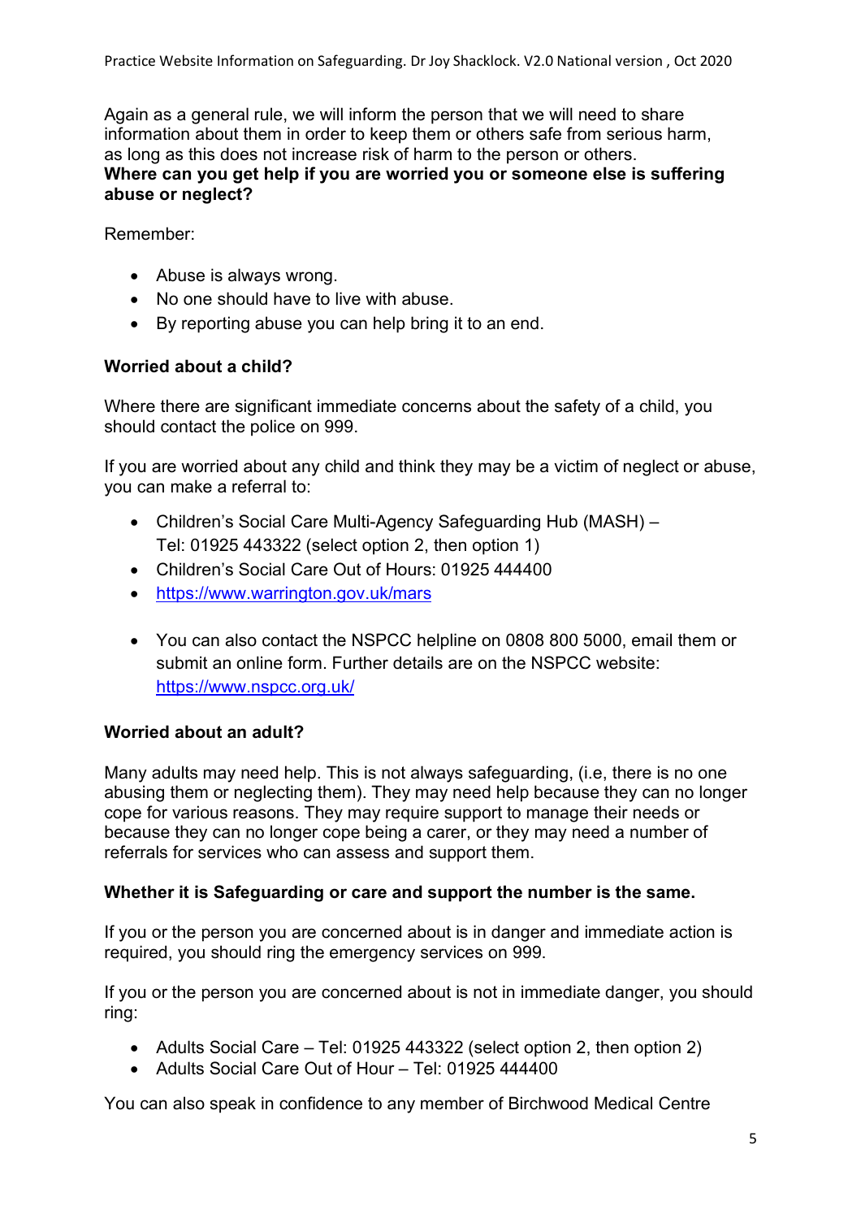Again as a general rule, we will inform the person that we will need to share information about them in order to keep them or others safe from serious harm, as long as this does not increase risk of harm to the person or others.

**Where can you get help if you are worried you or someone else is suffering abuse or neglect?**

Remember:

- Abuse is always wrong.
- No one should have to live with abuse.
- By reporting abuse you can help bring it to an end.

**Worried about a child?**

Where there are significant immediate concerns about the safety of a child, you should contact the police on 999.

If you are worried about any child and think they may be a victim of neglect or abuse, you can make a referral to:

- Children's Social Care Multi-Agency Safeguarding Hub (MASH) – Tel: 01925 443322 (select option 2, then option 1)
- Children's Social Care Out of Hours: 01925 444400
- https://www.warrington.gov.uk/mars

- You can also contact the NSPCC helpline on 0808 800 5000, email them or submit an online form. Further details are on the NSPCC website: https://www.nspcc.org.uk/

**Worried about an adult?**

Many adults may need help. This is not always safeguarding, (i.e, there is no one abusing them or neglecting them). They may need help because they can no longer cope for various reasons. They may require support to manage their needs or because they can no longer cope being a carer, or they may need a number of referrals for services who can assess and support them.

**Whether it is Safeguarding or care and support the number is the same.**

If you or the person you are concerned about is in danger and immediate action is required, you should ring the emergency services on 999.

If you or the person you are concerned about is not in immediate danger, you should ring:

- Adults Social Care – Tel: 01925 443322 (select option 2, then option 2)
- Adults Social Care Out of Hour – Tel: 01925 444400

You can also speak in confidence to any member of Birchwood Medical Centre